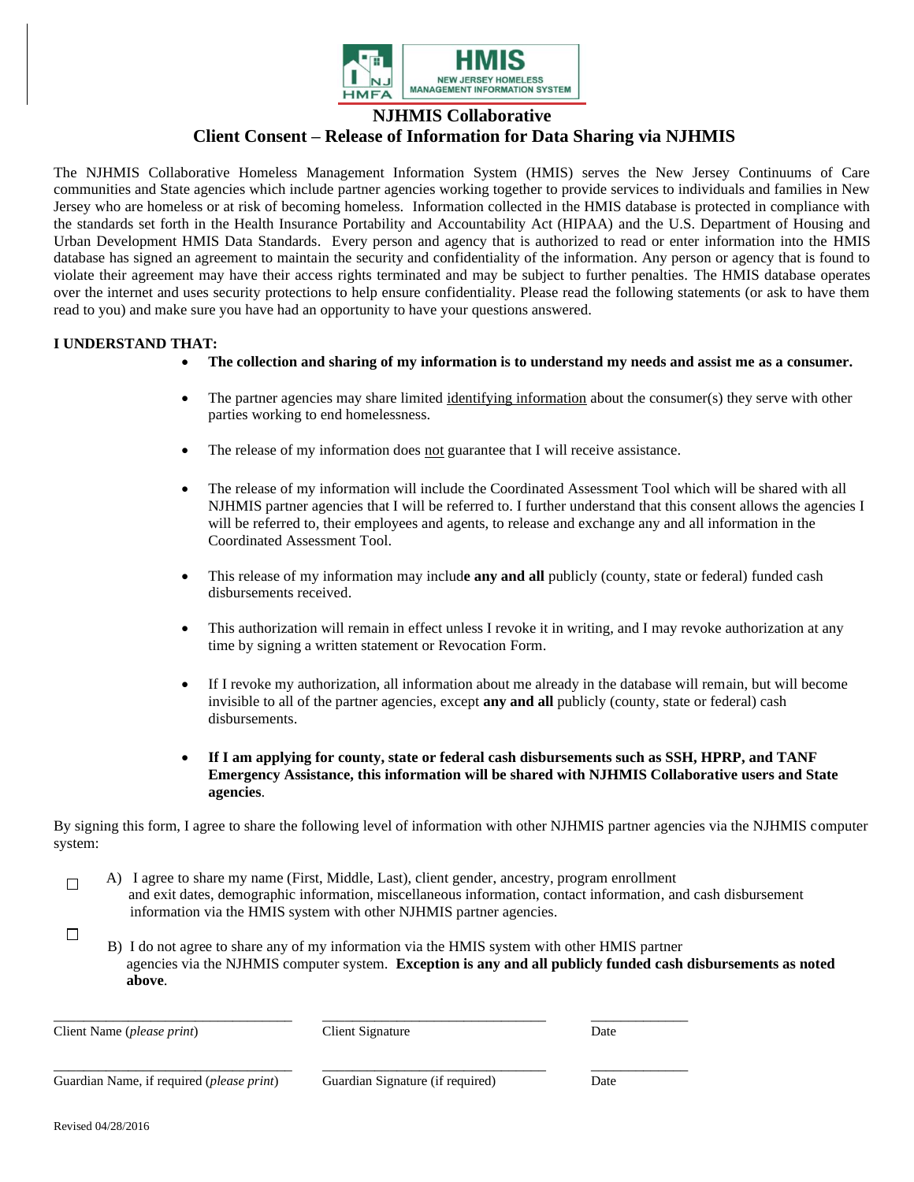HMIS
NEW JERSEY HOMELESS MANAGEMENT INFORMATION SYSTEM

# NJHMIS Collaborative

## Client Consent – Release of Information for Data Sharing via NJHMIS

The NJHMIS Collaborative Homeless Management Information System (HMIS) serves the New Jersey Continuums of Care communities and State agencies which include partner agencies working together to provide services to individuals and families in New Jersey who are homeless or at risk of becoming homeless. Information collected in the HMIS database is protected in compliance with the standards set forth in the Health Insurance Portability and Accountability Act (HIPAA) and the U.S. Department of Housing and Urban Development HMIS Data Standards. Every person and agency that is authorized to read or enter information into the HMIS database has signed an agreement to maintain the security and confidentiality of the information. Any person or agency that is found to violate their agreement may have their access rights terminated and may be subject to further penalties. The HMIS database operates over the internet and uses security protections to help ensure confidentiality. Please read the following statements (or ask to have them read to you) and make sure you have had an opportunity to have your questions answered.

**I UNDERSTAND THAT:**

- **The collection and sharing of my information is to understand my needs and assist me as a consumer.**
- The partner agencies may share limited identifying information about the consumer(s) they serve with other parties working to end homelessness.
- The release of my information does not guarantee that I will receive assistance.
- The release of my information will include the Coordinated Assessment Tool which will be shared with all NJHMIS partner agencies that I will be referred to. I further understand that this consent allows the agencies I will be referred to, their employees and agents, to release and exchange any and all information in the Coordinated Assessment Tool.
- This release of my information may includ**e any and all** publicly (county, state or federal) funded cash disbursements received.
- This authorization will remain in effect unless I revoke it in writing, and I may revoke authorization at any time by signing a written statement or Revocation Form.
- If I revoke my authorization, all information about me already in the database will remain, but will become invisible to all of the partner agencies, except **any and all** publicly (county, state or federal) cash disbursements.
- **If I am applying for county, state or federal cash disbursements such as SSH, HPRP, and TANF Emergency Assistance, this information will be shared with NJHMIS Collaborative users and State agencies**.

By signing this form, I agree to share the following level of information with other NJHMIS partner agencies via the NJHMIS computer system:

☐ A) I agree to share my name (First, Middle, Last), client gender, ancestry, program enrollment and exit dates, demographic information, miscellaneous information, contact information, and cash disbursement information via the HMIS system with other NJHMIS partner agencies.

☐ B) I do not agree to share any of my information via the HMIS system with other HMIS partner agencies via the NJHMIS computer system. **Exception is any and all publicly funded cash disbursements as noted above**.

| ______________________________ | ______________________________ | ______________ |
|---|---|---|
| Client Name (*please print*) | Client Signature | Date |
| ______________________________ | ______________________________ | ______________ |
| Guardian Name, if required (*please print*) | Guardian Signature (if required) | Date |

Revised 04/28/2016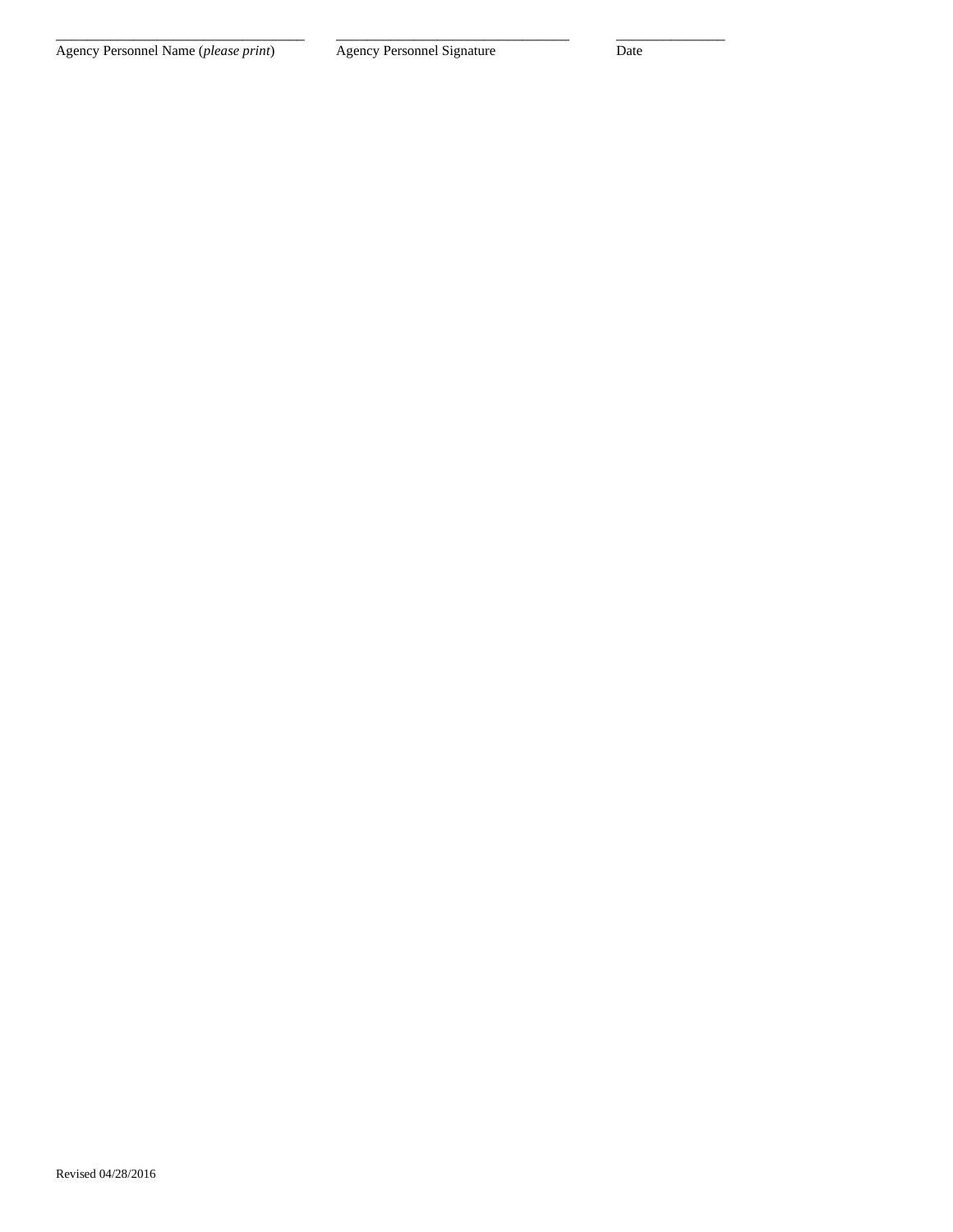\_\_\_\_\_\_\_\_\_\_\_\_\_\_\_\_\_\_\_\_\_\_\_\_\_\_\_\_\_\_\_\_\_\_\_ \_\_\_\_\_\_\_\_\_\_\_\_\_\_\_\_\_\_\_\_\_\_\_\_\_\_\_\_\_\_\_\_\_ \_\_\_\_\_\_\_\_\_\_\_\_\_\_\_\_

Agency Personnel Name (*please print*) Agency Personnel Signature Date

Revised 04/28/2016